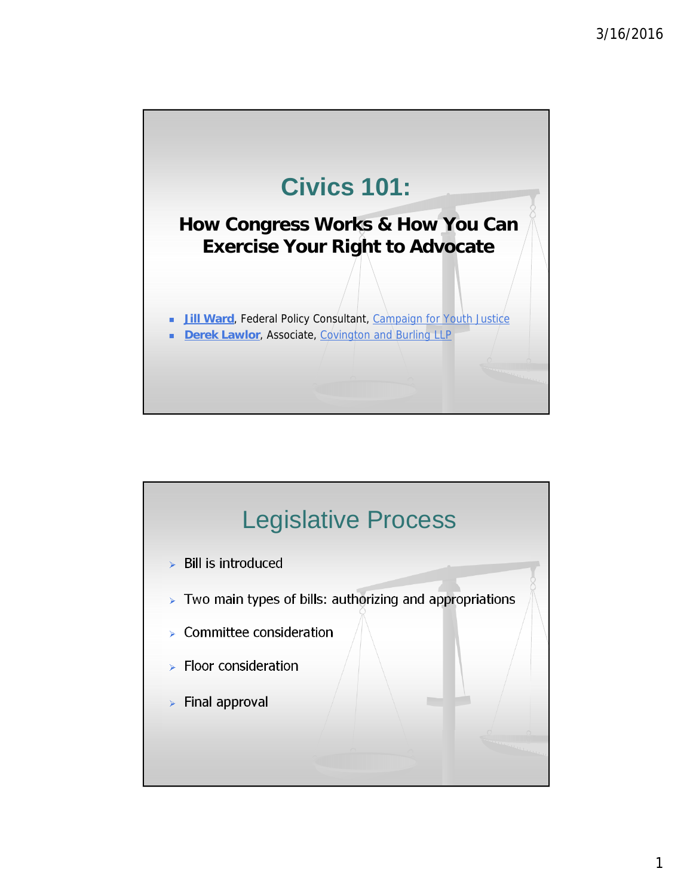# Civics 101:

## How Congress Works & How You Can Exercise Your Right to Advocate

- **Jill Ward**, Federal Policy Consultant, Campaign for Youth Justice
- **Derek Lawlor**, Associate, Covington and Burling LLP

# Legislative Process

- Bill is introduced
- Two main types of bills: authorizing and appropriations
- Committee consideration
- Floor consideration
- Final approval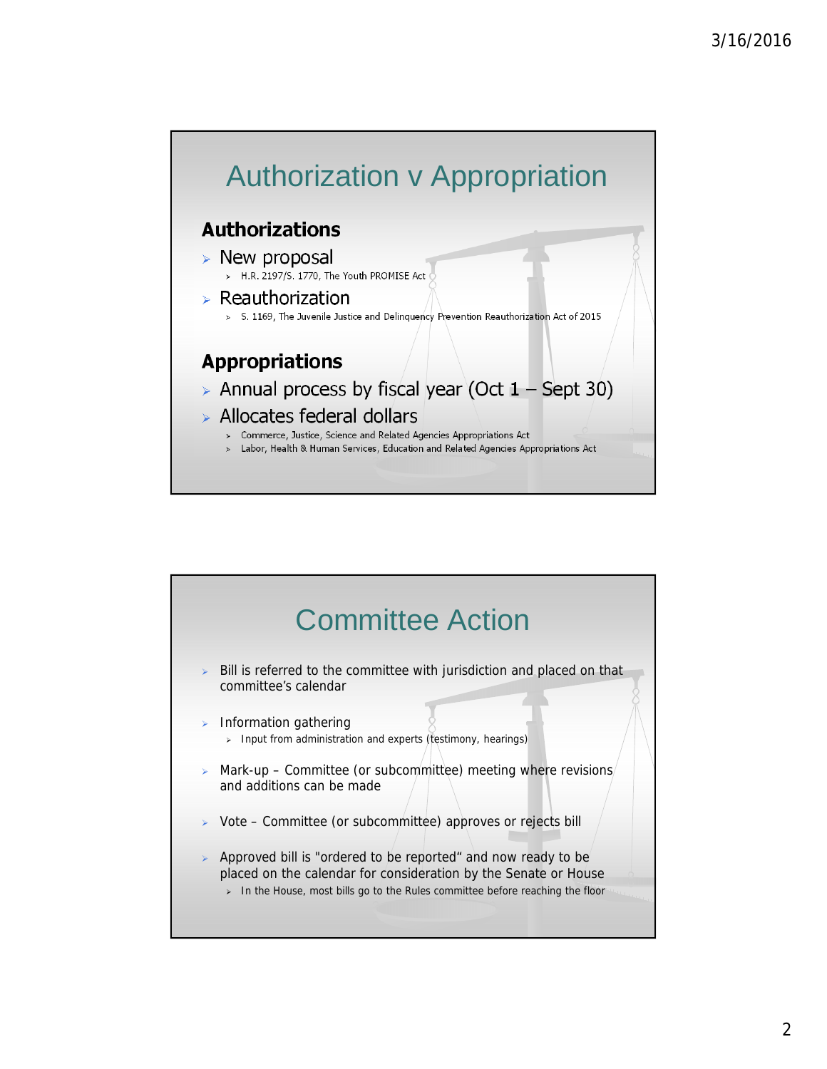# Authorization v Appropriation

### Authorizations

- New proposal
  - H.R. 2197/S. 1770, The Youth PROMISE Act
- Reauthorization
  - S. 1169, The Juvenile Justice and Delinquency Prevention Reauthorization Act of 2015

### Appropriations

- Annual process by fiscal year (Oct 1 – Sept 30)
- Allocates federal dollars
  - Commerce, Justice, Science and Related Agencies Appropriations Act
  - Labor, Health & Human Services, Education and Related Agencies Appropriations Act

# Committee Action

- Bill is referred to the committee with jurisdiction and placed on that committee's calendar
- Information gathering
  - Input from administration and experts (testimony, hearings)
- Mark-up – Committee (or subcommittee) meeting where revisions and additions can be made
- Vote – Committee (or subcommittee) approves or rejects bill
- Approved bill is "ordered to be reported" and now ready to be placed on the calendar for consideration by the Senate or House
  - In the House, most bills go to the Rules committee before reaching the floor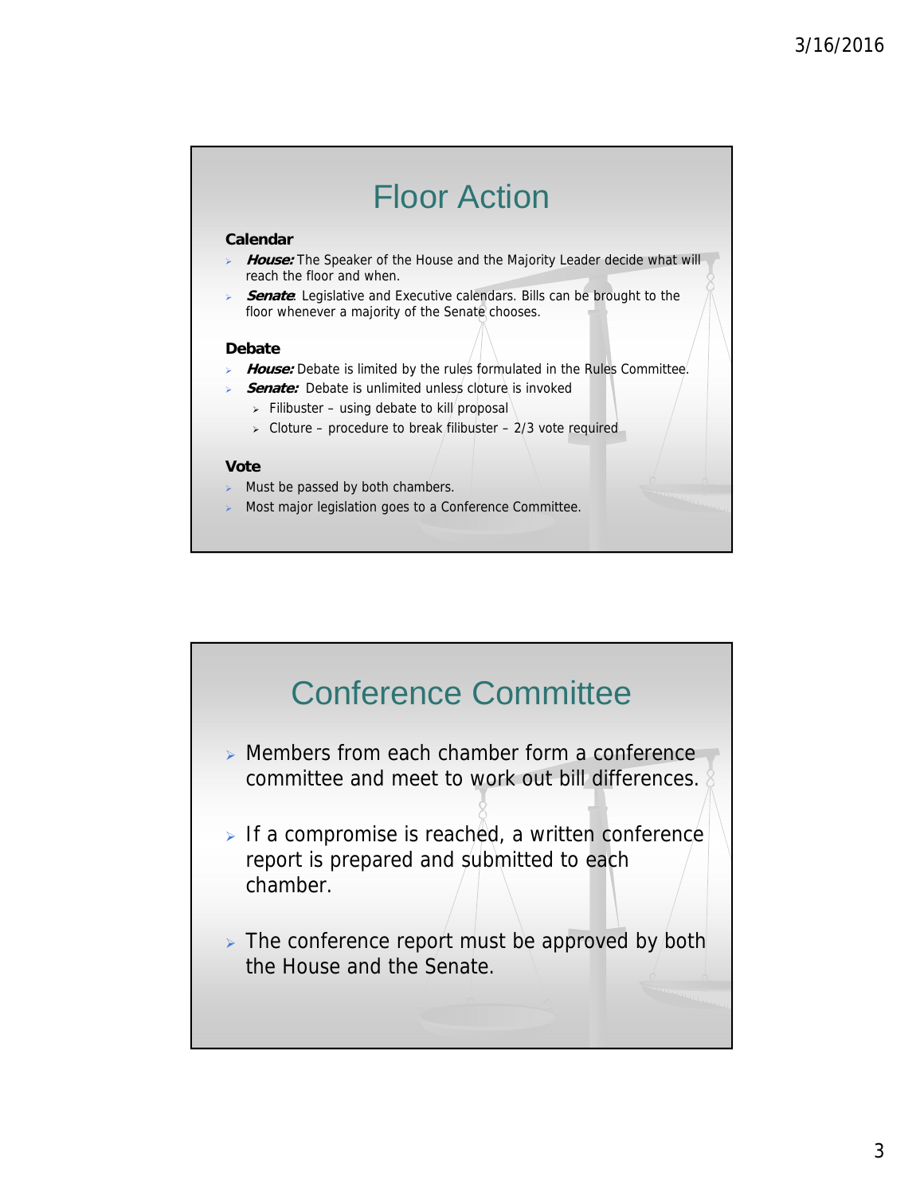# Floor Action

**Calendar**

- ***House:*** The Speaker of the House and the Majority Leader decide what will reach the floor and when.
- ***Senate*:** Legislative and Executive calendars. Bills can be brought to the floor whenever a majority of the Senate chooses.

**Debate**

- ***House:*** Debate is limited by the rules formulated in the Rules Committee.
- ***Senate:*** Debate is unlimited unless cloture is invoked
  - Filibuster – using debate to kill proposal
  - Cloture – procedure to break filibuster – 2/3 vote required

**Vote**

- Must be passed by both chambers.
- Most major legislation goes to a Conference Committee.

# Conference Committee

- Members from each chamber form a conference committee and meet to work out bill differences.
- If a compromise is reached, a written conference report is prepared and submitted to each chamber.
- The conference report must be approved by both the House and the Senate.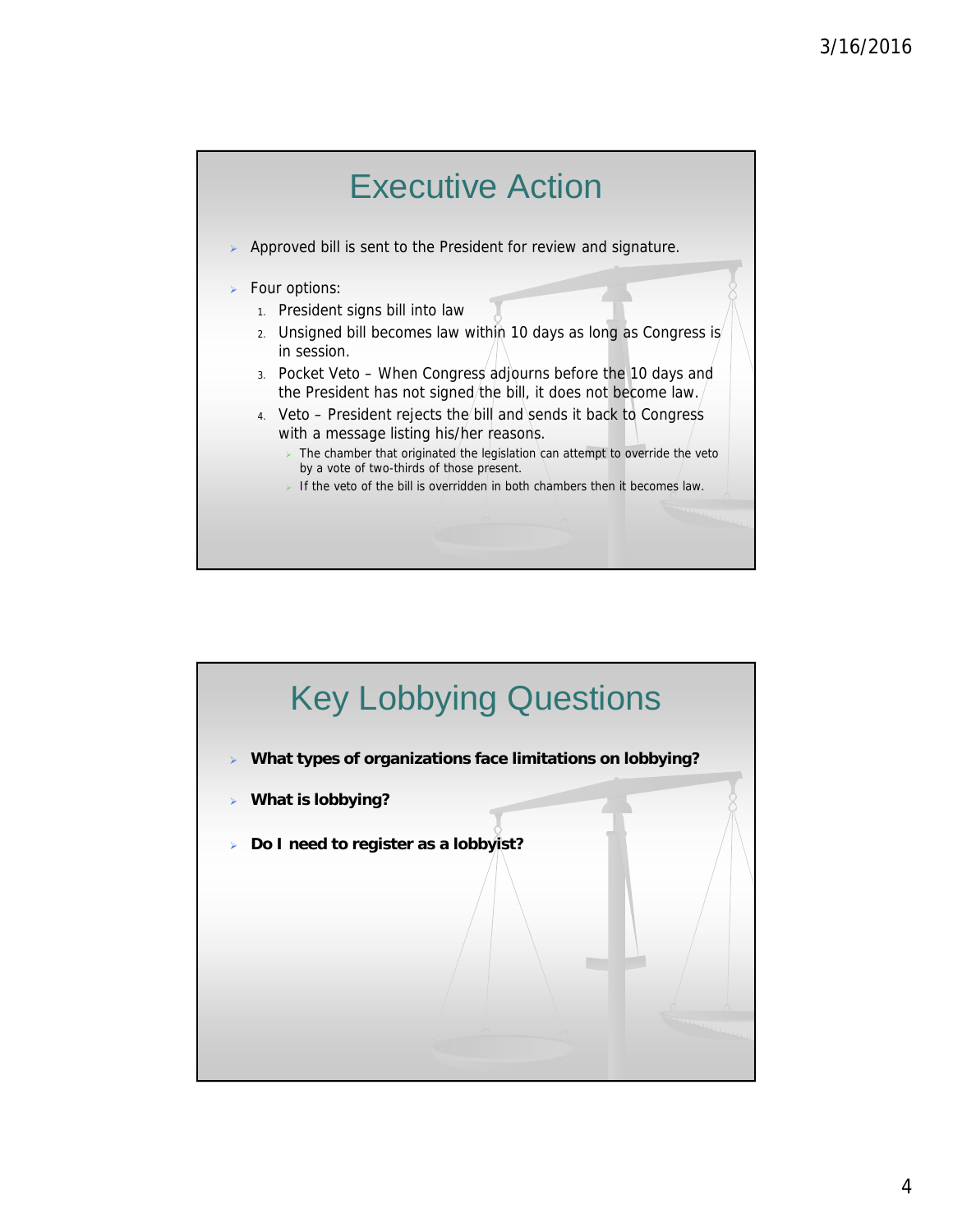## Executive Action

- Approved bill is sent to the President for review and signature.
- Four options:
  1. President signs bill into law
  2. Unsigned bill becomes law within 10 days as long as Congress is in session.
  3. Pocket Veto – When Congress adjourns before the 10 days and the President has not signed the bill, it does not become law.
  4. Veto – President rejects the bill and sends it back to Congress with a message listing his/her reasons.
     - The chamber that originated the legislation can attempt to override the veto by a vote of two-thirds of those present.
     - If the veto of the bill is overridden in both chambers then it becomes law.

## Key Lobbying Questions

- **What types of organizations face limitations on lobbying?**
- **What is lobbying?**
- **Do I need to register as a lobbyist?**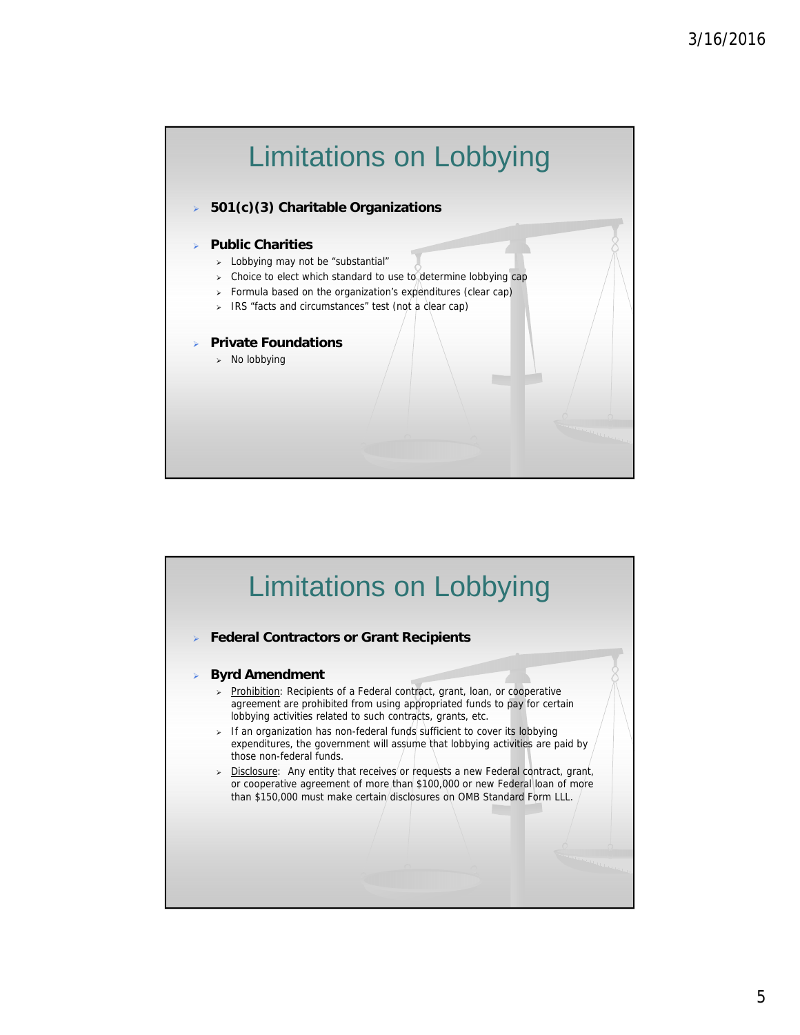## Limitations on Lobbying

- **501(c)(3) Charitable Organizations**
- **Public Charities**
  - Lobbying may not be "substantial"
  - Choice to elect which standard to use to determine lobbying cap
  - Formula based on the organization's expenditures (clear cap)
  - IRS "facts and circumstances" test (not a clear cap)
- **Private Foundations**
  - No lobbying

## Limitations on Lobbying

- **Federal Contractors or Grant Recipients**
- **Byrd Amendment**
  - Prohibition: Recipients of a Federal contract, grant, loan, or cooperative agreement are prohibited from using appropriated funds to pay for certain lobbying activities related to such contracts, grants, etc.
  - If an organization has non-federal funds sufficient to cover its lobbying expenditures, the government will assume that lobbying activities are paid by those non-federal funds.
  - Disclosure: Any entity that receives or requests a new Federal contract, grant, or cooperative agreement of more than $100,000 or new Federal loan of more than $150,000 must make certain disclosures on OMB Standard Form LLL.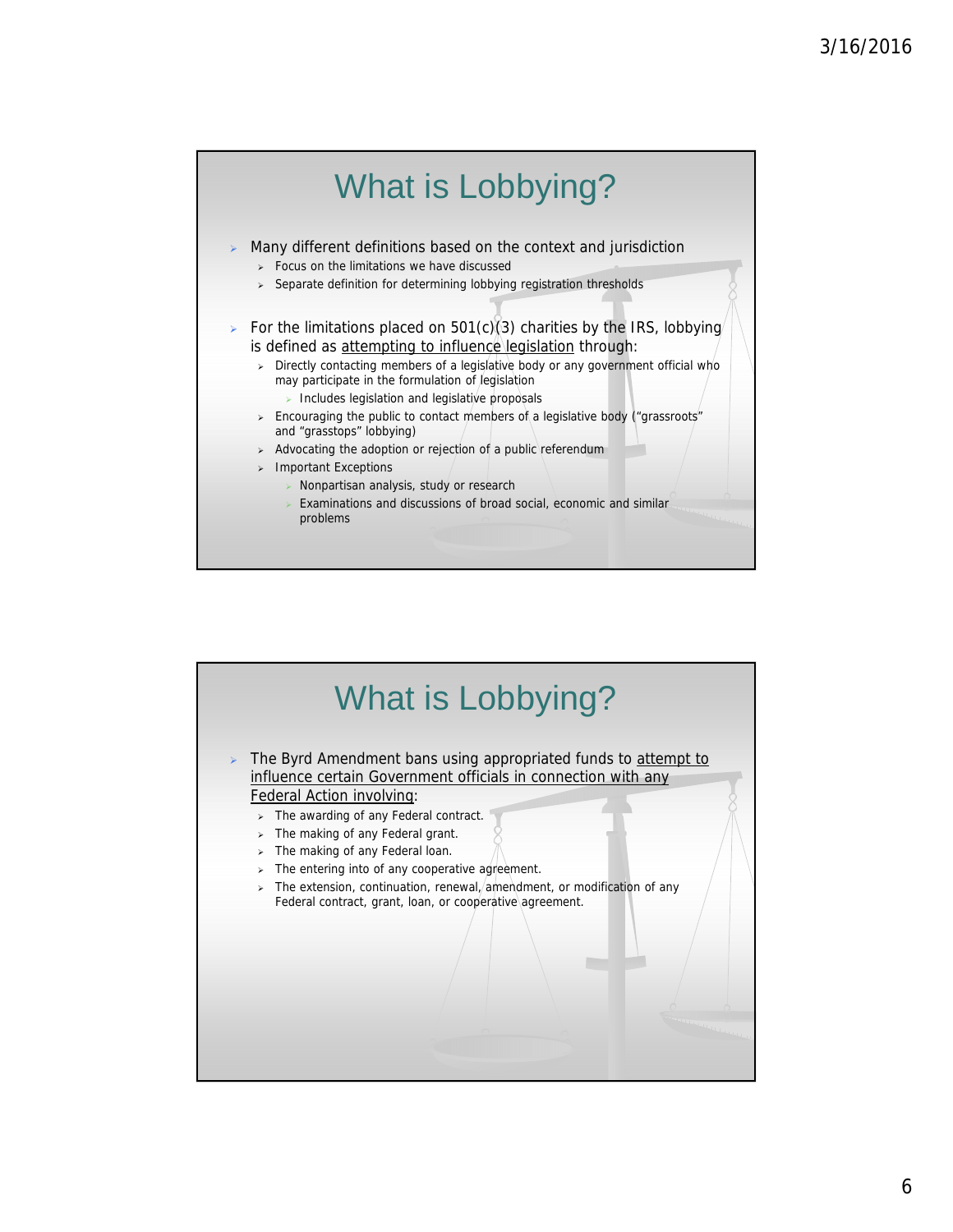# What is Lobbying?

- Many different definitions based on the context and jurisdiction
  - Focus on the limitations we have discussed
  - Separate definition for determining lobbying registration thresholds
- For the limitations placed on 501(c)(3) charities by the IRS, lobbying is defined as <u>attempting to influence legislation</u> through:
  - Directly contacting members of a legislative body or any government official who may participate in the formulation of legislation
    - Includes legislation and legislative proposals
  - Encouraging the public to contact members of a legislative body ("grassroots" and "grasstops" lobbying)
  - Advocating the adoption or rejection of a public referendum
  - Important Exceptions
    - Nonpartisan analysis, study or research
    - Examinations and discussions of broad social, economic and similar problems

# What is Lobbying?

- The Byrd Amendment bans using appropriated funds to <u>attempt to influence certain Government officials in connection with any Federal Action involving</u>:
  - The awarding of any Federal contract.
  - The making of any Federal grant.
  - The making of any Federal loan.
  - The entering into of any cooperative agreement.
  - The extension, continuation, renewal, amendment, or modification of any Federal contract, grant, loan, or cooperative agreement.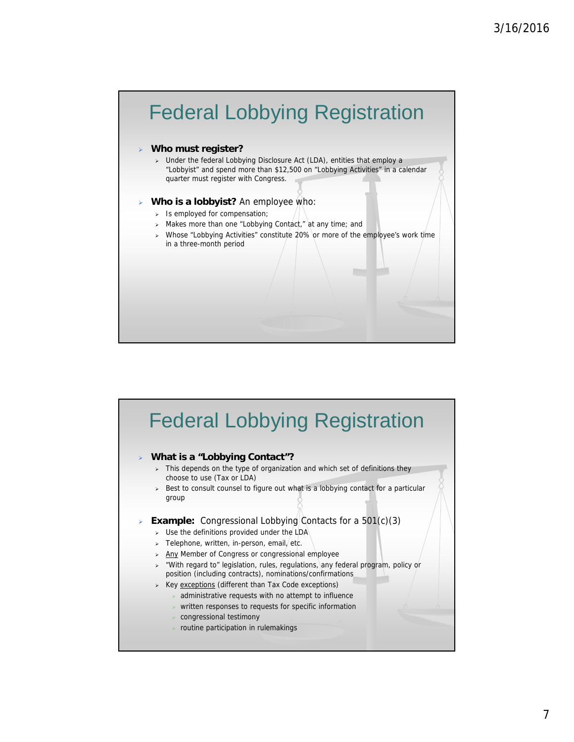## Federal Lobbying Registration

- **Who must register?**
  - Under the federal Lobbying Disclosure Act (LDA), entities that employ a "Lobbyist" and spend more than $12,500 on "Lobbying Activities" in a calendar quarter must register with Congress.
- **Who is a lobbyist?** An employee who:
  - Is employed for compensation;
  - Makes more than one "Lobbying Contact," at any time; and
  - Whose "Lobbying Activities" constitute 20% or more of the employee's work time in a three-month period

## Federal Lobbying Registration

- **What is a "Lobbying Contact"?**
  - This depends on the type of organization and which set of definitions they choose to use (Tax or LDA)
  - Best to consult counsel to figure out what is a lobbying contact for a particular group
- **Example:** Congressional Lobbying Contacts for a 501(c)(3)
  - Use the definitions provided under the LDA
  - Telephone, written, in-person, email, etc.
  - Any Member of Congress or congressional employee
  - "With regard to" legislation, rules, regulations, any federal program, policy or position (including contracts), nominations/confirmations
  - Key exceptions (different than Tax Code exceptions)
    - administrative requests with no attempt to influence
    - written responses to requests for specific information
    - congressional testimony
    - routine participation in rulemakings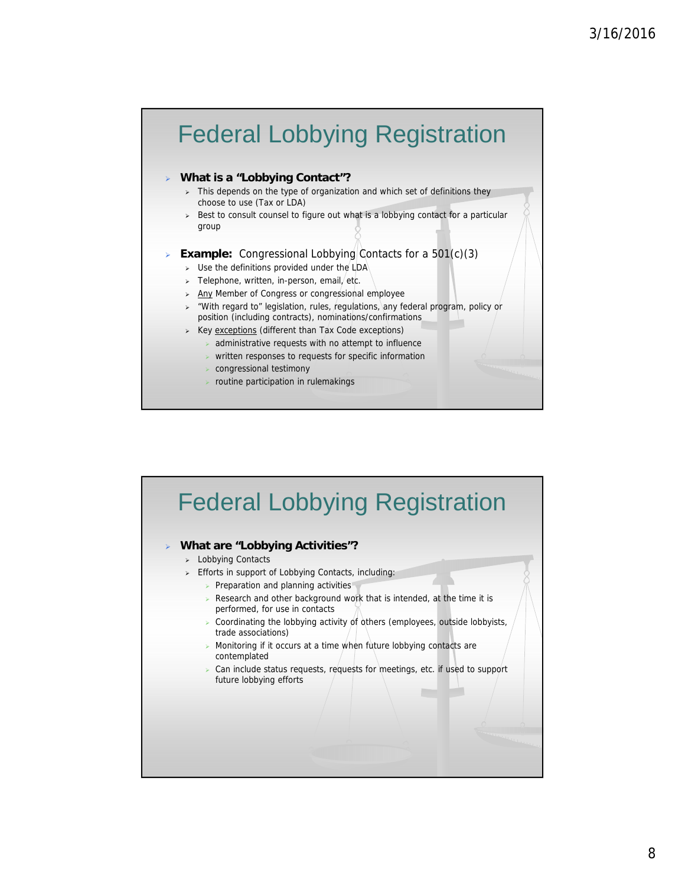# Federal Lobbying Registration

- **What is a "Lobbying Contact"?**
  - This depends on the type of organization and which set of definitions they choose to use (Tax or LDA)
  - Best to consult counsel to figure out what is a lobbying contact for a particular group
- **Example:** Congressional Lobbying Contacts for a 501(c)(3)
  - Use the definitions provided under the LDA
  - Telephone, written, in-person, email, etc.
  - Any Member of Congress or congressional employee
  - "With regard to" legislation, rules, regulations, any federal program, policy or position (including contracts), nominations/confirmations
  - Key exceptions (different than Tax Code exceptions)
    - administrative requests with no attempt to influence
    - written responses to requests for specific information
    - congressional testimony
    - routine participation in rulemakings

# Federal Lobbying Registration

- **What are "Lobbying Activities"?**
  - Lobbying Contacts
  - Efforts in support of Lobbying Contacts, including:
    - Preparation and planning activities
    - Research and other background work that is intended, at the time it is performed, for use in contacts
    - Coordinating the lobbying activity of others (employees, outside lobbyists, trade associations)
    - Monitoring if it occurs at a time when future lobbying contacts are contemplated
    - Can include status requests, requests for meetings, etc. if used to support future lobbying efforts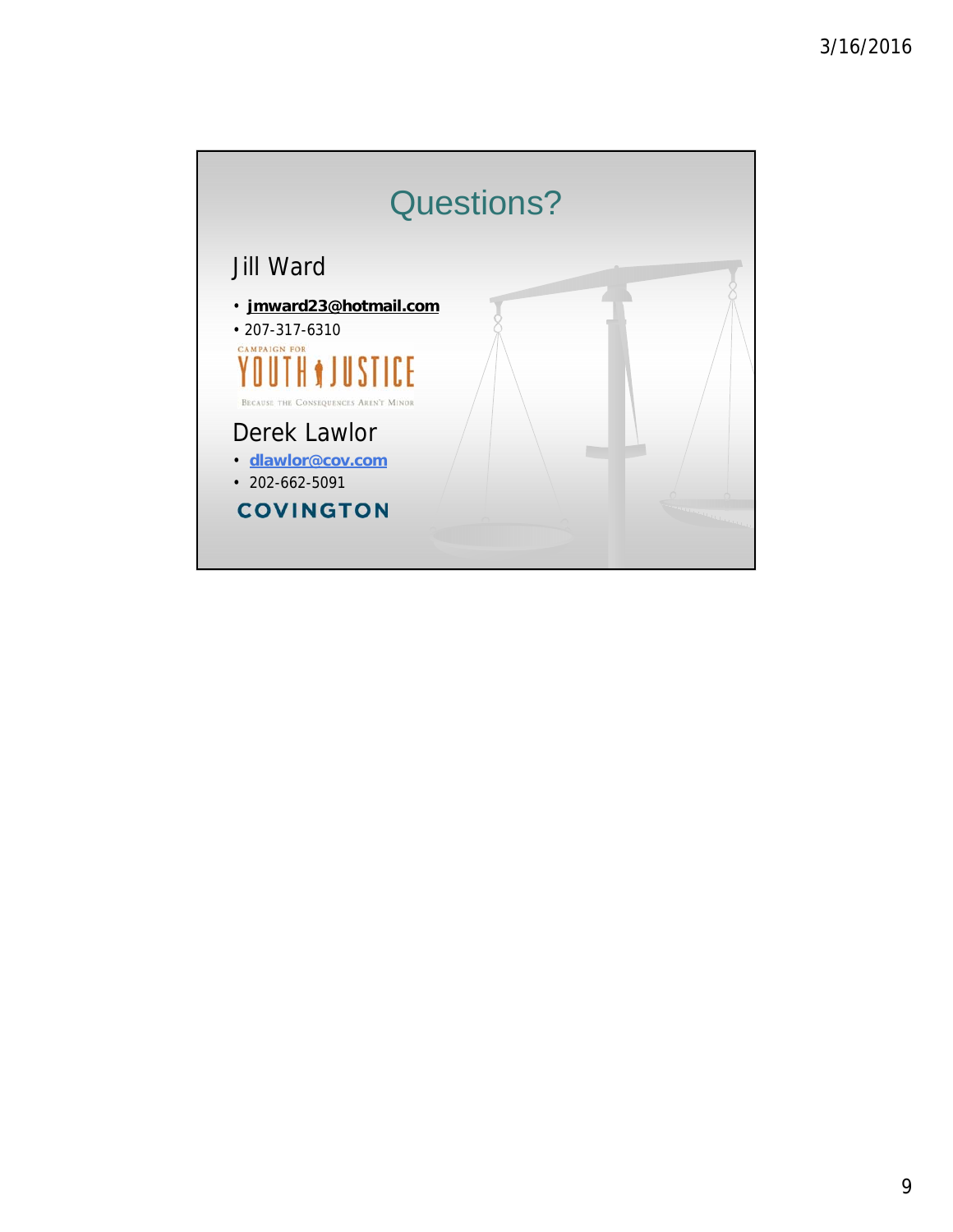# Questions?

## Jill Ward

- jmward23@hotmail.com
- 207-317-6310

CAMPAIGN FOR YOUTH JUSTICE

BECAUSE THE CONSEQUENCES AREN'T MINOR

## Derek Lawlor

- dlawlor@cov.com
- 202-662-5091

COVINGTON